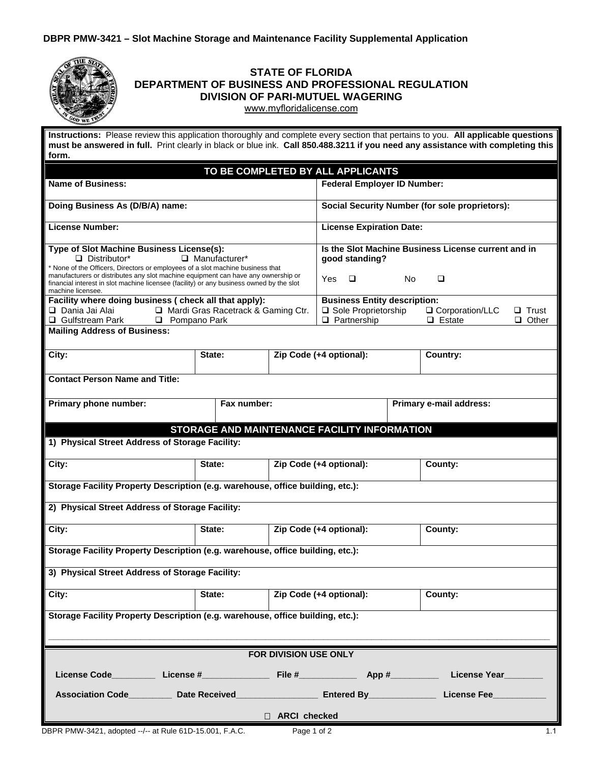**DBPR PMW-3421 – Slot Machine Storage and Maintenance Facility Supplemental Application**

# STATE OF FLORIDA
## DEPARTMENT OF BUSINESS AND PROFESSIONAL REGULATION
## DIVISION OF PARI-MUTUEL WAGERING

www.myfloridalicense.com

**Instructions:** Please review this application thoroughly and complete every section that pertains to you. **All applicable questions must be answered in full.** Print clearly in black or blue ink. **Call 850.488.3211 if you need any assistance with completing this form.**

### TO BE COMPLETED BY ALL APPLICANTS

| | |
|---|---|
| **Name of Business:** | **Federal Employer ID Number:** |
| **Doing Business As (D/B/A) name:** | **Social Security Number (for sole proprietors):** |
| **License Number:** | **License Expiration Date:** |
| **Type of Slot Machine Business License(s):** ❑ Distributor* ❑ Manufacturer* <br>* None of the Officers, Directors or employees of a slot machine business that manufacturers or distributes any slot machine equipment can have any ownership or financial interest in slot machine licensee (facility) or any business owned by the slot machine licensee. | **Is the Slot Machine Business License current and in good standing?** <br>Yes ❑ No ❑ |
| **Facility where doing business ( check all that apply):** <br>❑ Dania Jai Alai ❑ Mardi Gras Racetrack & Gaming Ctr. <br>❑ Gulfstream Park ❑ Pompano Park | **Business Entity description:** <br>❑ Sole Proprietorship ❑ Corporation/LLC ❑ Trust <br>❑ Partnership ❑ Estate ❑ Other |

**Mailing Address of Business:**

| City: | State: | Zip Code (+4 optional): | Country: |
|---|---|---|---|
| | | | |

**Contact Person Name and Title:**

| Primary phone number: | Fax number: | Primary e-mail address: |
|---|---|---|
| | | |

### STORAGE AND MAINTENANCE FACILITY INFORMATION

**1) Physical Street Address of Storage Facility:**

| City: | State: | Zip Code (+4 optional): | County: |
|---|---|---|---|
| | | | |

**Storage Facility Property Description (e.g. warehouse, office building, etc.):**

**2) Physical Street Address of Storage Facility:**

| City: | State: | Zip Code (+4 optional): | County: |
|---|---|---|---|
| | | | |

**Storage Facility Property Description (e.g. warehouse, office building, etc.):**

**3) Physical Street Address of Storage Facility:**

| City: | State: | Zip Code (+4 optional): | County: |
|---|---|---|---|
| | | | |

**Storage Facility Property Description (e.g. warehouse, office building, etc.):**

______________________________________________________________________________________

### FOR DIVISION USE ONLY

License Code_________ License #______________ File #____________ App #__________ License Year________

Association Code_________ Date Received_________________ Entered By______________ License Fee___________

☐ ARCI checked

DBPR PMW-3421, adopted --/-- at Rule 61D-15.001, F.A.C. 1.1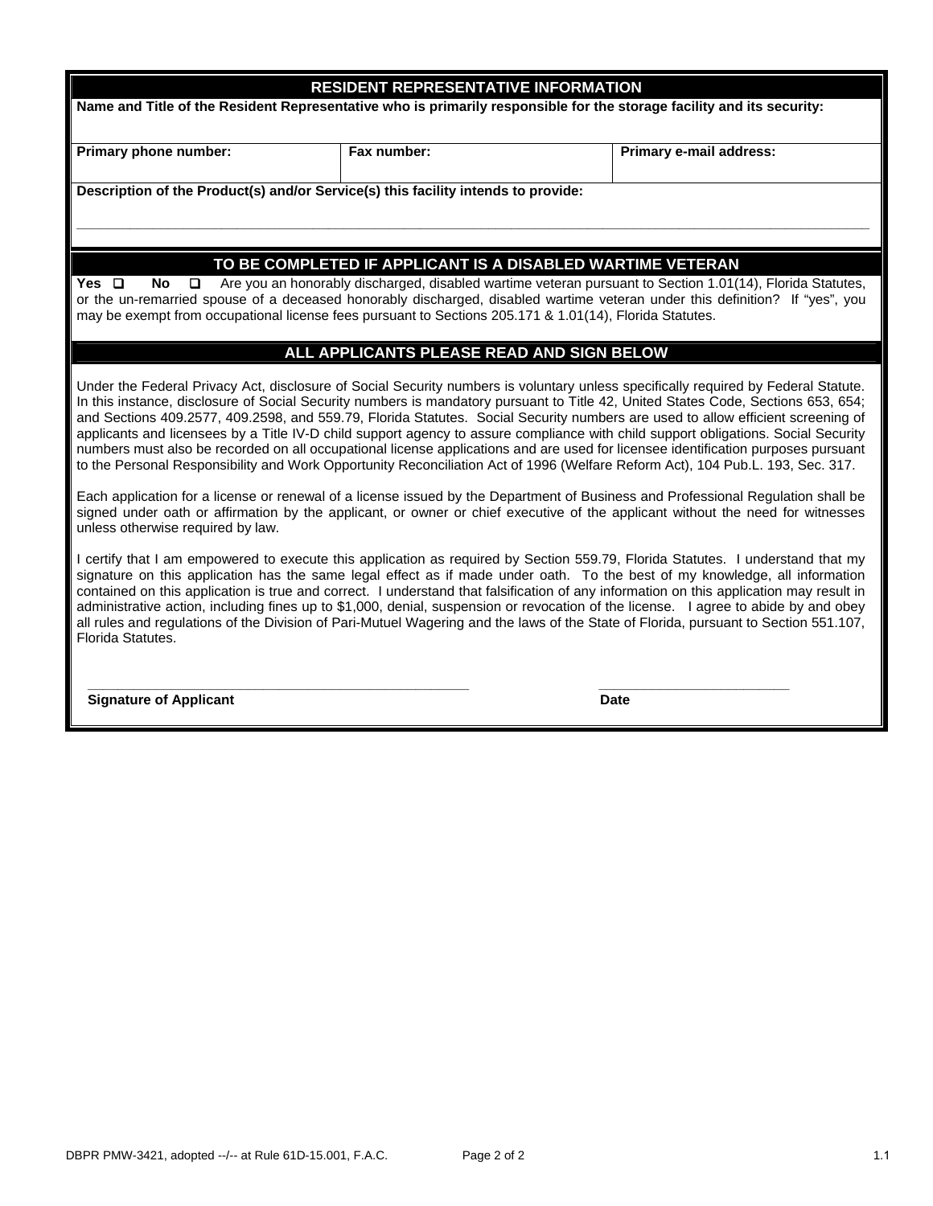## RESIDENT REPRESENTATIVE INFORMATION

**Name and Title of the Resident Representative who is primarily responsible for the storage facility and its security:**

| **Primary phone number:** | **Fax number:** | **Primary e-mail address:** |
| --- | --- | --- |
| | | |

**Description of the Product(s) and/or Service(s) this facility intends to provide:**

\_\_\_\_\_\_\_\_\_\_\_\_\_\_\_\_\_\_\_\_\_\_\_\_\_\_\_\_\_\_\_\_\_\_\_\_\_\_\_\_\_\_\_\_\_\_\_\_\_\_\_\_\_\_\_\_\_\_\_\_\_\_\_\_\_\_\_\_\_\_\_\_

## TO BE COMPLETED IF APPLICANT IS A DISABLED WARTIME VETERAN

**Yes** ☐ **No** ☐ Are you an honorably discharged, disabled wartime veteran pursuant to Section 1.01(14), Florida Statutes, or the un-remarried spouse of a deceased honorably discharged, disabled wartime veteran under this definition? If "yes", you may be exempt from occupational license fees pursuant to Sections 205.171 & 1.01(14), Florida Statutes.

## ALL APPLICANTS PLEASE READ AND SIGN BELOW

Under the Federal Privacy Act, disclosure of Social Security numbers is voluntary unless specifically required by Federal Statute. In this instance, disclosure of Social Security numbers is mandatory pursuant to Title 42, United States Code, Sections 653, 654; and Sections 409.2577, 409.2598, and 559.79, Florida Statutes. Social Security numbers are used to allow efficient screening of applicants and licensees by a Title IV-D child support agency to assure compliance with child support obligations. Social Security numbers must also be recorded on all occupational license applications and are used for licensee identification purposes pursuant to the Personal Responsibility and Work Opportunity Reconciliation Act of 1996 (Welfare Reform Act), 104 Pub.L. 193, Sec. 317.

Each application for a license or renewal of a license issued by the Department of Business and Professional Regulation shall be signed under oath or affirmation by the applicant, or owner or chief executive of the applicant without the need for witnesses unless otherwise required by law.

I certify that I am empowered to execute this application as required by Section 559.79, Florida Statutes. I understand that my signature on this application has the same legal effect as if made under oath. To the best of my knowledge, all information contained on this application is true and correct. I understand that falsification of any information on this application may result in administrative action, including fines up to $1,000, denial, suspension or revocation of the license. I agree to abide by and obey all rules and regulations of the Division of Pari-Mutuel Wagering and the laws of the State of Florida, pursuant to Section 551.107, Florida Statutes.

\_\_\_\_\_\_\_\_\_\_\_\_\_\_\_\_\_\_\_\_\_\_\_\_\_\_\_\_\_\_\_\_\_\_\_\_\_\_\_\_ \_\_\_\_\_\_\_\_\_\_\_\_\_\_\_\_\_\_\_\_\_\_

**Signature of Applicant** **Date**

DBPR PMW-3421, adopted --/-- at Rule 61D-15.001, F.A.C. 1.1